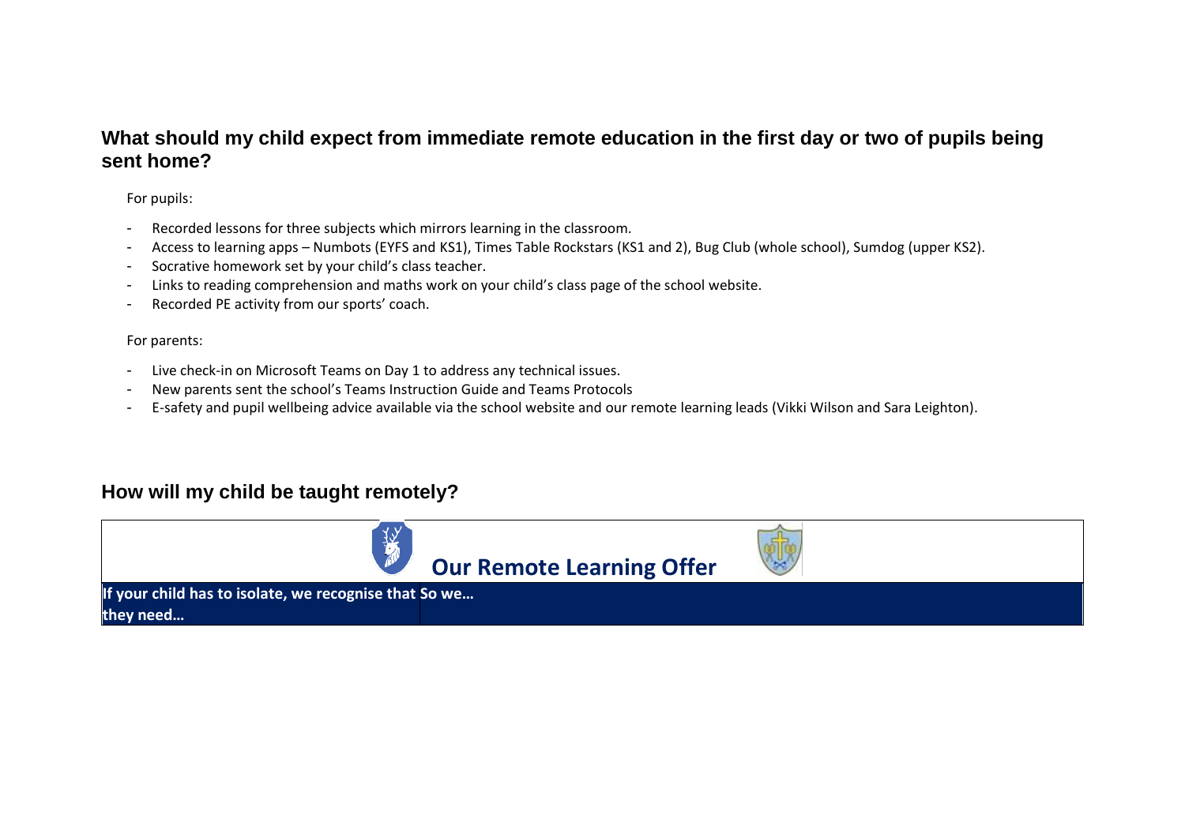## What should my child expect from immediate remote education in the first day or two of pupils being sent home?

For pupils:

- Recorded lessons for three subjects which mirrors learning in the classroom.
- Access to learning apps – Numbots (EYFS and KS1), Times Table Rockstars (KS1 and 2), Bug Club (whole school), Sumdog (upper KS2).
- Socrative homework set by your child's class teacher.
- Links to reading comprehension and maths work on your child's class page of the school website.
- Recorded PE activity from our sports' coach.

For parents:

- Live check-in on Microsoft Teams on Day 1 to address any technical issues.
- New parents sent the school's Teams Instruction Guide and Teams Protocols
- E-safety and pupil wellbeing advice available via the school website and our remote learning leads (Vikki Wilson and Sara Leighton).

## How will my child be taught remotely?

| Our Remote Learning Offer | |
|---|---|
| **If your child has to isolate, we recognise that they need…** | **So we…** |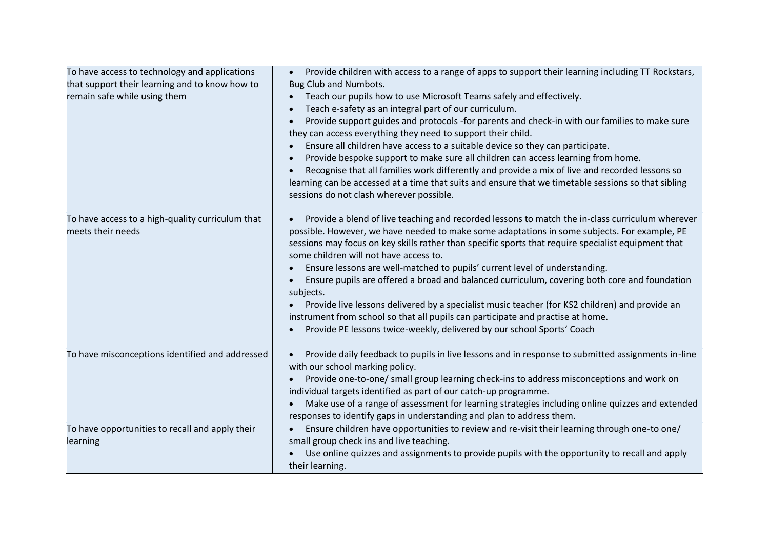| | |
|---|---|
| To have access to technology and applications that support their learning and to know how to remain safe while using them | • Provide children with access to a range of apps to support their learning including TT Rockstars, Bug Club and Numbots.<br>• Teach our pupils how to use Microsoft Teams safely and effectively.<br>• Teach e-safety as an integral part of our curriculum.<br>• Provide support guides and protocols -for parents and check-in with our families to make sure they can access everything they need to support their child.<br>• Ensure all children have access to a suitable device so they can participate.<br>• Provide bespoke support to make sure all children can access learning from home.<br>• Recognise that all families work differently and provide a mix of live and recorded lessons so learning can be accessed at a time that suits and ensure that we timetable sessions so that sibling sessions do not clash wherever possible. |
| To have access to a high-quality curriculum that meets their needs | • Provide a blend of live teaching and recorded lessons to match the in-class curriculum wherever possible. However, we have needed to make some adaptations in some subjects. For example, PE sessions may focus on key skills rather than specific sports that require specialist equipment that some children will not have access to.<br>• Ensure lessons are well-matched to pupils' current level of understanding.<br>• Ensure pupils are offered a broad and balanced curriculum, covering both core and foundation subjects.<br>• Provide live lessons delivered by a specialist music teacher (for KS2 children) and provide an instrument from school so that all pupils can participate and practise at home.<br>• Provide PE lessons twice-weekly, delivered by our school Sports' Coach |
| To have misconceptions identified and addressed | • Provide daily feedback to pupils in live lessons and in response to submitted assignments in-line with our school marking policy.<br>• Provide one-to-one/ small group learning check-ins to address misconceptions and work on individual targets identified as part of our catch-up programme.<br>• Make use of a range of assessment for learning strategies including online quizzes and extended responses to identify gaps in understanding and plan to address them. |
| To have opportunities to recall and apply their learning | • Ensure children have opportunities to review and re-visit their learning through one-to one/ small group check ins and live teaching.<br>• Use online quizzes and assignments to provide pupils with the opportunity to recall and apply their learning. |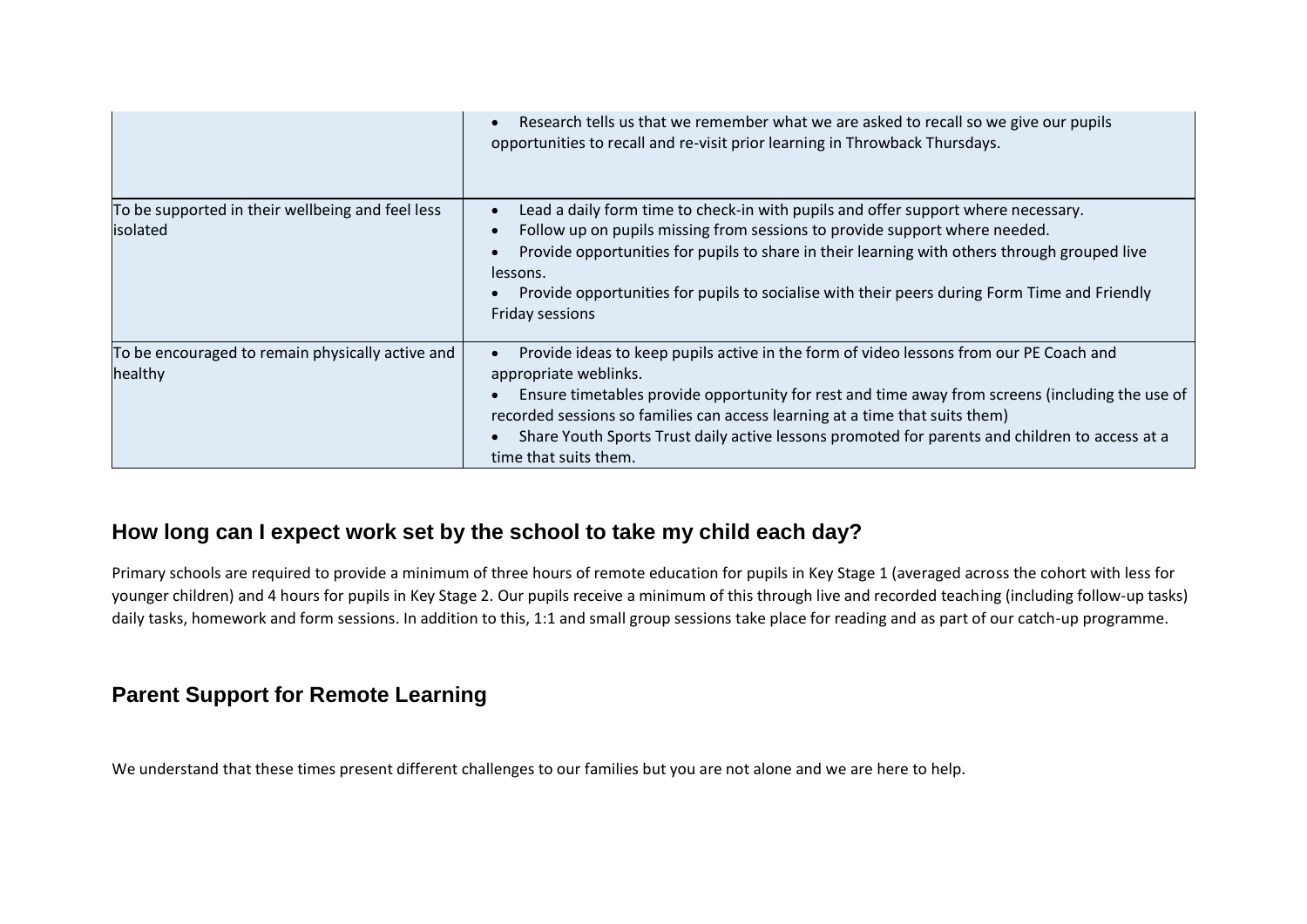| | |
|---|---|
| | • Research tells us that we remember what we are asked to recall so we give our pupils opportunities to recall and re-visit prior learning in Throwback Thursdays. |
| To be supported in their wellbeing and feel less isolated | • Lead a daily form time to check-in with pupils and offer support where necessary.<br>• Follow up on pupils missing from sessions to provide support where needed.<br>• Provide opportunities for pupils to share in their learning with others through grouped live lessons.<br>• Provide opportunities for pupils to socialise with their peers during Form Time and Friendly Friday sessions |
| To be encouraged to remain physically active and healthy | • Provide ideas to keep pupils active in the form of video lessons from our PE Coach and appropriate weblinks.<br>• Ensure timetables provide opportunity for rest and time away from screens (including the use of recorded sessions so families can access learning at a time that suits them)<br>• Share Youth Sports Trust daily active lessons promoted for parents and children to access at a time that suits them. |

## How long can I expect work set by the school to take my child each day?

Primary schools are required to provide a minimum of three hours of remote education for pupils in Key Stage 1 (averaged across the cohort with less for younger children) and 4 hours for pupils in Key Stage 2. Our pupils receive a minimum of this through live and recorded teaching (including follow-up tasks) daily tasks, homework and form sessions. In addition to this, 1:1 and small group sessions take place for reading and as part of our catch-up programme.

## Parent Support for Remote Learning

We understand that these times present different challenges to our families but you are not alone and we are here to help.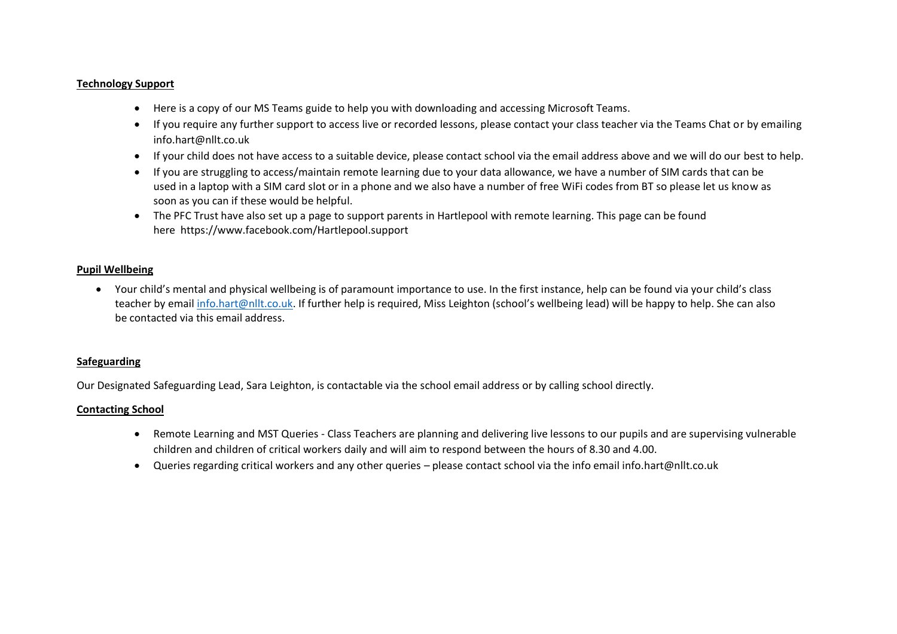**Technology Support**

- Here is a copy of our MS Teams guide to help you with downloading and accessing Microsoft Teams.
- If you require any further support to access live or recorded lessons, please contact your class teacher via the Teams Chat or by emailing info.hart@nllt.co.uk
- If your child does not have access to a suitable device, please contact school via the email address above and we will do our best to help.
- If you are struggling to access/maintain remote learning due to your data allowance, we have a number of SIM cards that can be used in a laptop with a SIM card slot or in a phone and we also have a number of free WiFi codes from BT so please let us know as soon as you can if these would be helpful.
- The PFC Trust have also set up a page to support parents in Hartlepool with remote learning. This page can be found here https://www.facebook.com/Hartlepool.support

**Pupil Wellbeing**

- Your child's mental and physical wellbeing is of paramount importance to use. In the first instance, help can be found via your child's class teacher by email info.hart@nllt.co.uk. If further help is required, Miss Leighton (school's wellbeing lead) will be happy to help. She can also be contacted via this email address.

**Safeguarding**

Our Designated Safeguarding Lead, Sara Leighton, is contactable via the school email address or by calling school directly.

**Contacting School**

- Remote Learning and MST Queries - Class Teachers are planning and delivering live lessons to our pupils and are supervising vulnerable children and children of critical workers daily and will aim to respond between the hours of 8.30 and 4.00.
- Queries regarding critical workers and any other queries – please contact school via the info email info.hart@nllt.co.uk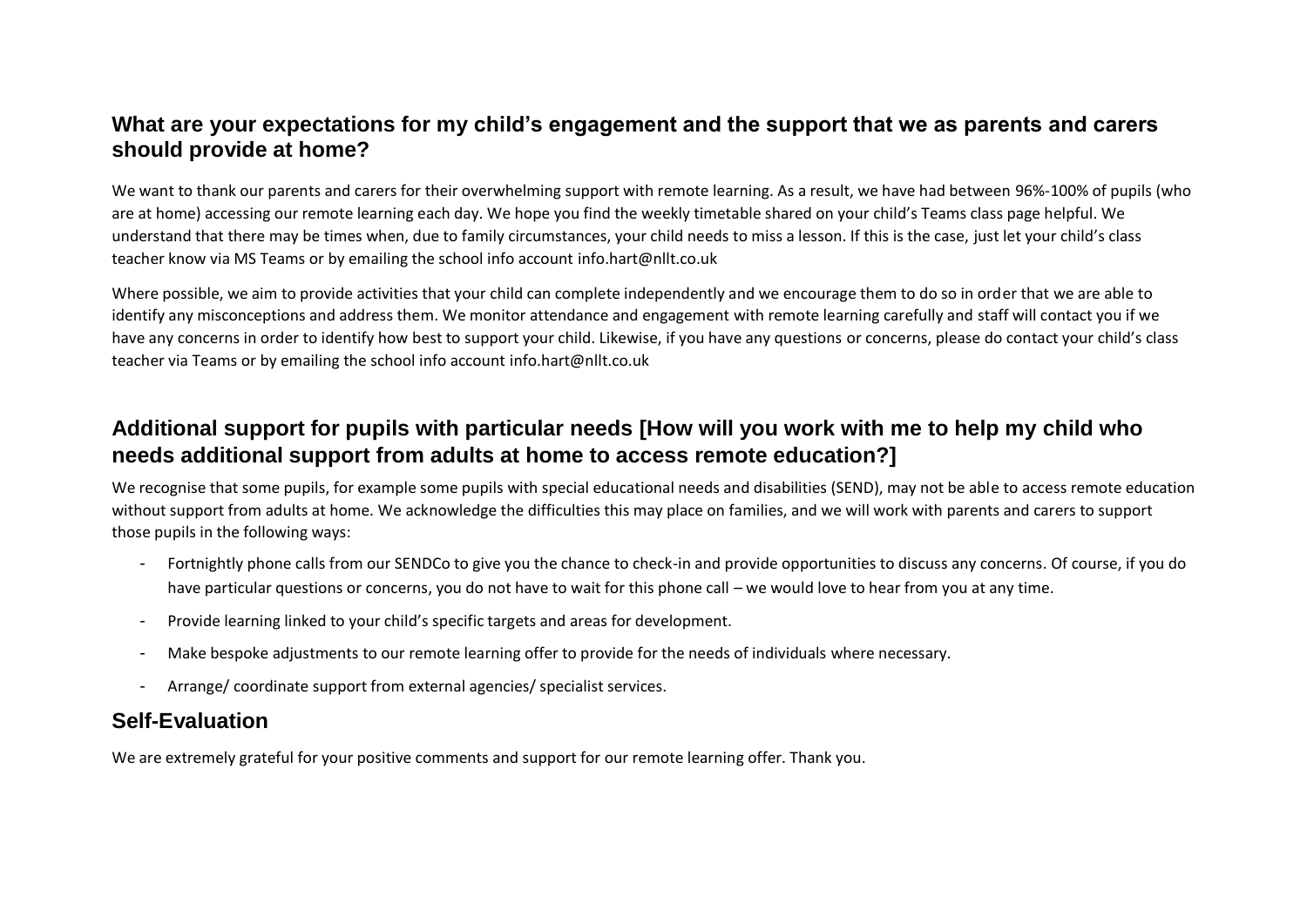## What are your expectations for my child's engagement and the support that we as parents and carers should provide at home?

We want to thank our parents and carers for their overwhelming support with remote learning. As a result, we have had between 96%-100% of pupils (who are at home) accessing our remote learning each day. We hope you find the weekly timetable shared on your child's Teams class page helpful. We understand that there may be times when, due to family circumstances, your child needs to miss a lesson. If this is the case, just let your child's class teacher know via MS Teams or by emailing the school info account info.hart@nllt.co.uk

Where possible, we aim to provide activities that your child can complete independently and we encourage them to do so in order that we are able to identify any misconceptions and address them. We monitor attendance and engagement with remote learning carefully and staff will contact you if we have any concerns in order to identify how best to support your child. Likewise, if you have any questions or concerns, please do contact your child's class teacher via Teams or by emailing the school info account info.hart@nllt.co.uk

## Additional support for pupils with particular needs [How will you work with me to help my child who needs additional support from adults at home to access remote education?]

We recognise that some pupils, for example some pupils with special educational needs and disabilities (SEND), may not be able to access remote education without support from adults at home. We acknowledge the difficulties this may place on families, and we will work with parents and carers to support those pupils in the following ways:

- Fortnightly phone calls from our SENDCo to give you the chance to check-in and provide opportunities to discuss any concerns. Of course, if you do have particular questions or concerns, you do not have to wait for this phone call – we would love to hear from you at any time.
- Provide learning linked to your child's specific targets and areas for development.
- Make bespoke adjustments to our remote learning offer to provide for the needs of individuals where necessary.
- Arrange/ coordinate support from external agencies/ specialist services.

## Self-Evaluation

We are extremely grateful for your positive comments and support for our remote learning offer. Thank you.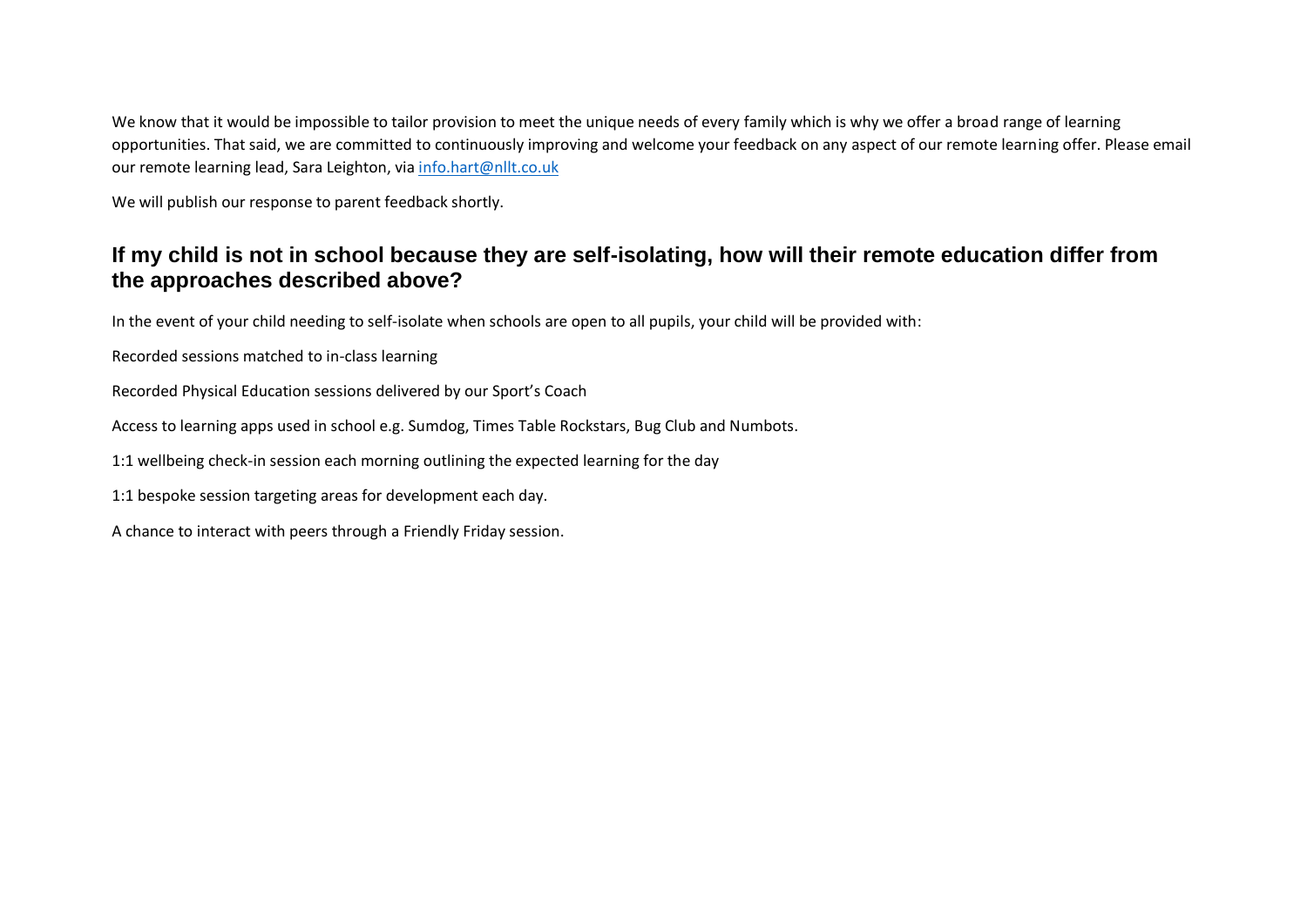We know that it would be impossible to tailor provision to meet the unique needs of every family which is why we offer a broad range of learning opportunities. That said, we are committed to continuously improving and welcome your feedback on any aspect of our remote learning offer. Please email our remote learning lead, Sara Leighton, via [info.hart@nllt.co.uk](mailto:info.hart@nllt.co.uk)

We will publish our response to parent feedback shortly.

## If my child is not in school because they are self-isolating, how will their remote education differ from the approaches described above?

In the event of your child needing to self-isolate when schools are open to all pupils, your child will be provided with:

Recorded sessions matched to in-class learning

Recorded Physical Education sessions delivered by our Sport's Coach

Access to learning apps used in school e.g. Sumdog, Times Table Rockstars, Bug Club and Numbots.

1:1 wellbeing check-in session each morning outlining the expected learning for the day

1:1 bespoke session targeting areas for development each day.

A chance to interact with peers through a Friendly Friday session.